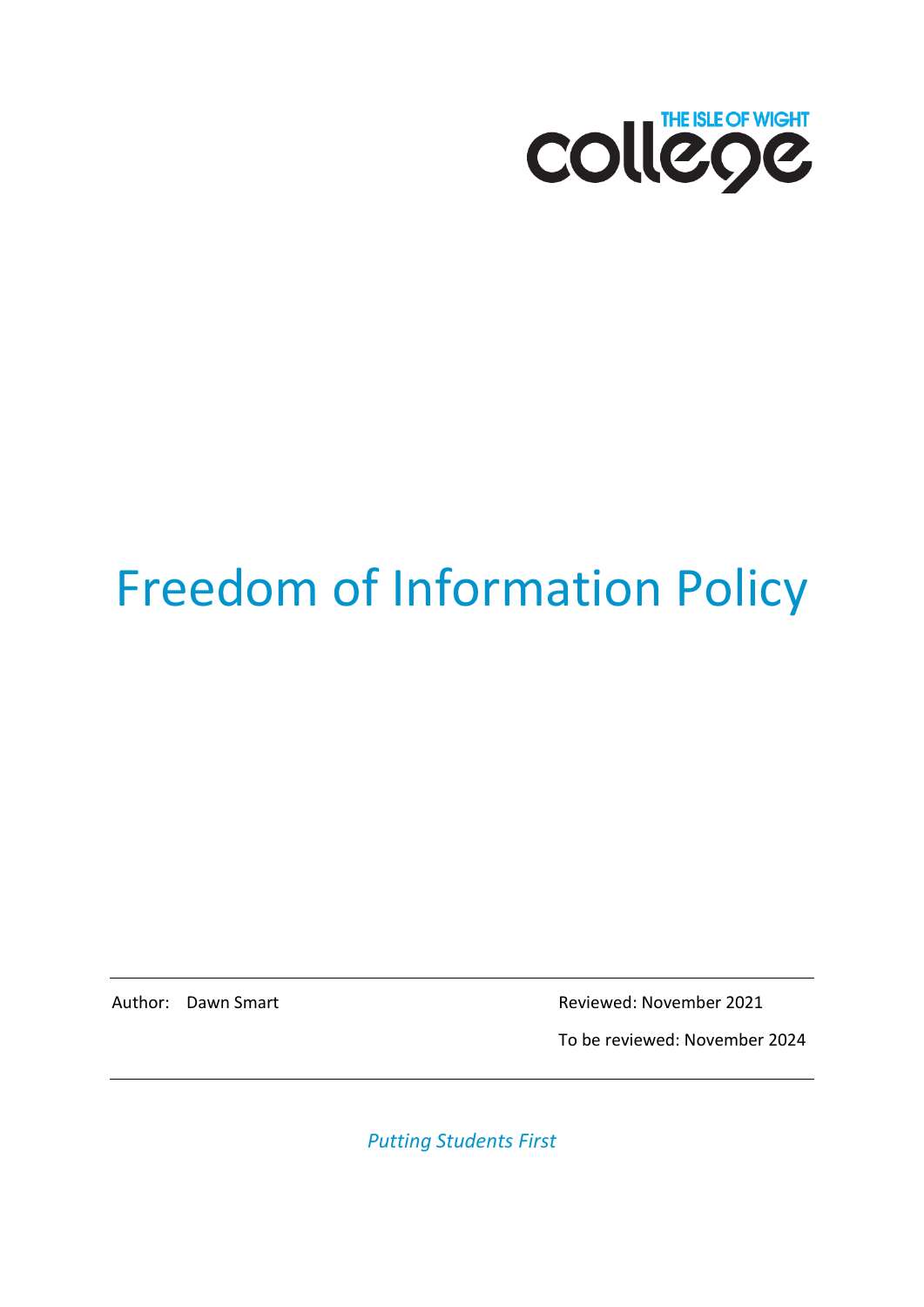THE ISLE OF WIGHT college

# Freedom of Information Policy

Author: Dawn Smart

Reviewed: November 2021

To be reviewed: November 2024

*Putting Students First*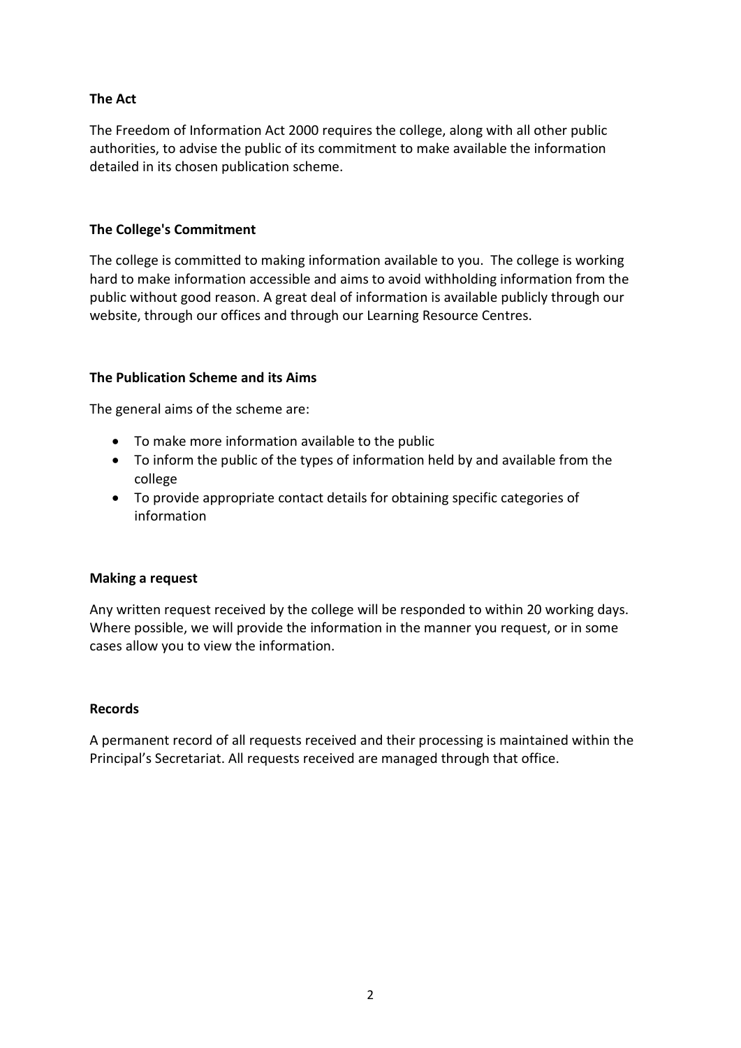**The Act**

The Freedom of Information Act 2000 requires the college, along with all other public authorities, to advise the public of its commitment to make available the information detailed in its chosen publication scheme.

**The College's Commitment**

The college is committed to making information available to you. The college is working hard to make information accessible and aims to avoid withholding information from the public without good reason. A great deal of information is available publicly through our website, through our offices and through our Learning Resource Centres.

**The Publication Scheme and its Aims**

The general aims of the scheme are:

- To make more information available to the public
- To inform the public of the types of information held by and available from the college
- To provide appropriate contact details for obtaining specific categories of information

**Making a request**

Any written request received by the college will be responded to within 20 working days. Where possible, we will provide the information in the manner you request, or in some cases allow you to view the information.

**Records**

A permanent record of all requests received and their processing is maintained within the Principal's Secretariat. All requests received are managed through that office.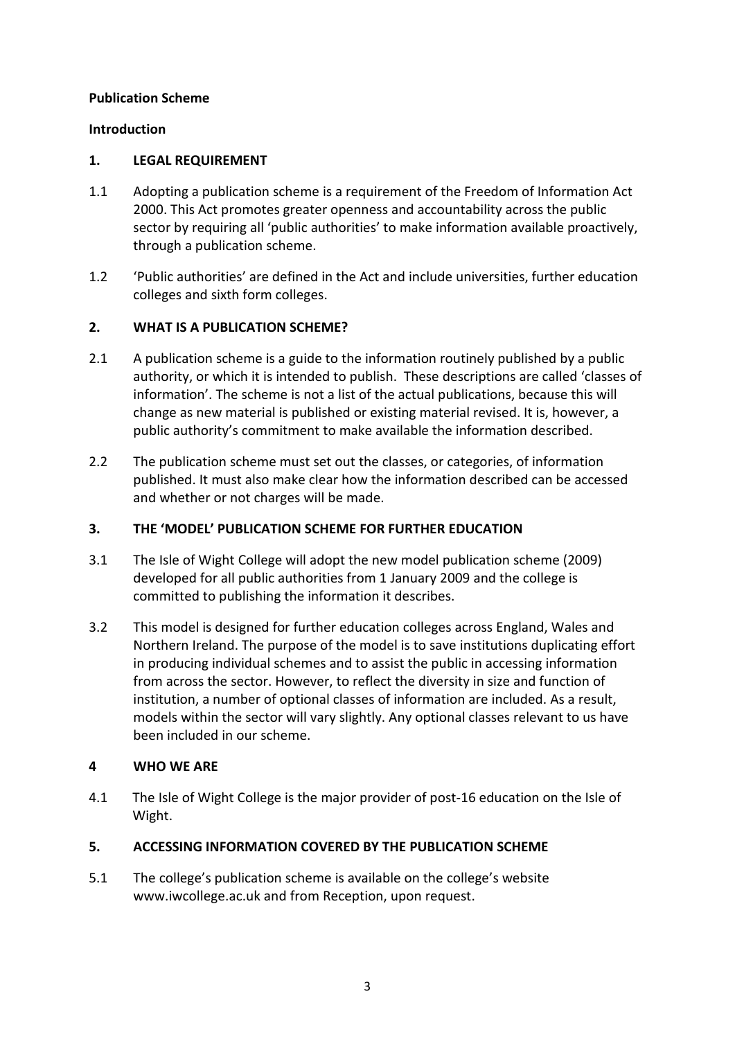**Publication Scheme**

**Introduction**

## 1. LEGAL REQUIREMENT

1.1 Adopting a publication scheme is a requirement of the Freedom of Information Act 2000. This Act promotes greater openness and accountability across the public sector by requiring all 'public authorities' to make information available proactively, through a publication scheme.

1.2 'Public authorities' are defined in the Act and include universities, further education colleges and sixth form colleges.

## 2. WHAT IS A PUBLICATION SCHEME?

2.1 A publication scheme is a guide to the information routinely published by a public authority, or which it is intended to publish. These descriptions are called 'classes of information'. The scheme is not a list of the actual publications, because this will change as new material is published or existing material revised. It is, however, a public authority's commitment to make available the information described.

2.2 The publication scheme must set out the classes, or categories, of information published. It must also make clear how the information described can be accessed and whether or not charges will be made.

## 3. THE 'MODEL' PUBLICATION SCHEME FOR FURTHER EDUCATION

3.1 The Isle of Wight College will adopt the new model publication scheme (2009) developed for all public authorities from 1 January 2009 and the college is committed to publishing the information it describes.

3.2 This model is designed for further education colleges across England, Wales and Northern Ireland. The purpose of the model is to save institutions duplicating effort in producing individual schemes and to assist the public in accessing information from across the sector. However, to reflect the diversity in size and function of institution, a number of optional classes of information are included. As a result, models within the sector will vary slightly. Any optional classes relevant to us have been included in our scheme.

## 4 WHO WE ARE

4.1 The Isle of Wight College is the major provider of post-16 education on the Isle of Wight.

## 5. ACCESSING INFORMATION COVERED BY THE PUBLICATION SCHEME

5.1 The college's publication scheme is available on the college's website www.iwcollege.ac.uk and from Reception, upon request.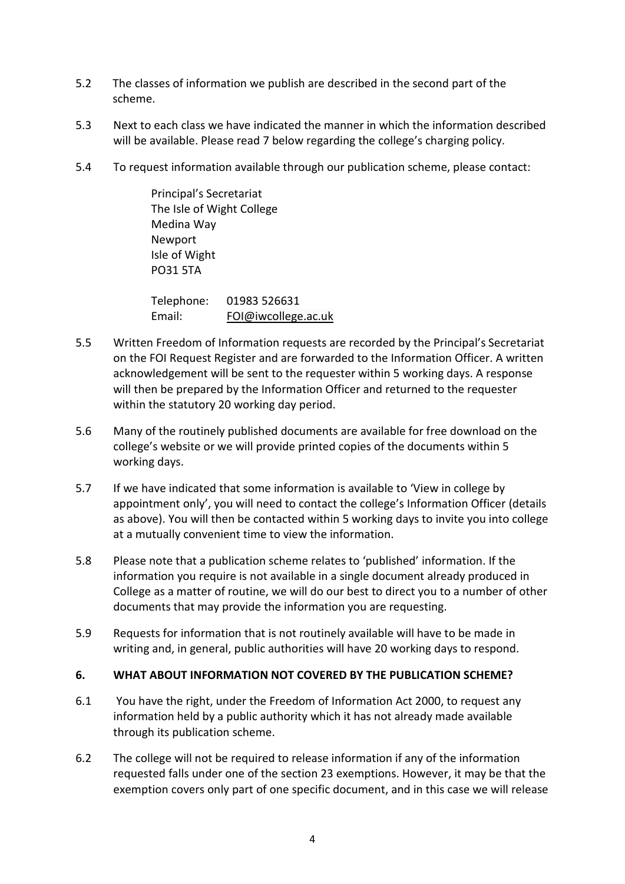5.2 The classes of information we publish are described in the second part of the scheme.

5.3 Next to each class we have indicated the manner in which the information described will be available. Please read 7 below regarding the college's charging policy.

5.4 To request information available through our publication scheme, please contact:

Principal's Secretariat
The Isle of Wight College
Medina Way
Newport
Isle of Wight
PO31 5TA

Telephone: 01983 526631
Email: FOI@iwcollege.ac.uk

5.5 Written Freedom of Information requests are recorded by the Principal's Secretariat on the FOI Request Register and are forwarded to the Information Officer. A written acknowledgement will be sent to the requester within 5 working days. A response will then be prepared by the Information Officer and returned to the requester within the statutory 20 working day period.

5.6 Many of the routinely published documents are available for free download on the college's website or we will provide printed copies of the documents within 5 working days.

5.7 If we have indicated that some information is available to 'View in college by appointment only', you will need to contact the college's Information Officer (details as above). You will then be contacted within 5 working days to invite you into college at a mutually convenient time to view the information.

5.8 Please note that a publication scheme relates to 'published' information. If the information you require is not available in a single document already produced in College as a matter of routine, we will do our best to direct you to a number of other documents that may provide the information you are requesting.

5.9 Requests for information that is not routinely available will have to be made in writing and, in general, public authorities will have 20 working days to respond.

## 6. WHAT ABOUT INFORMATION NOT COVERED BY THE PUBLICATION SCHEME?

6.1 You have the right, under the Freedom of Information Act 2000, to request any information held by a public authority which it has not already made available through its publication scheme.

6.2 The college will not be required to release information if any of the information requested falls under one of the section 23 exemptions. However, it may be that the exemption covers only part of one specific document, and in this case we will release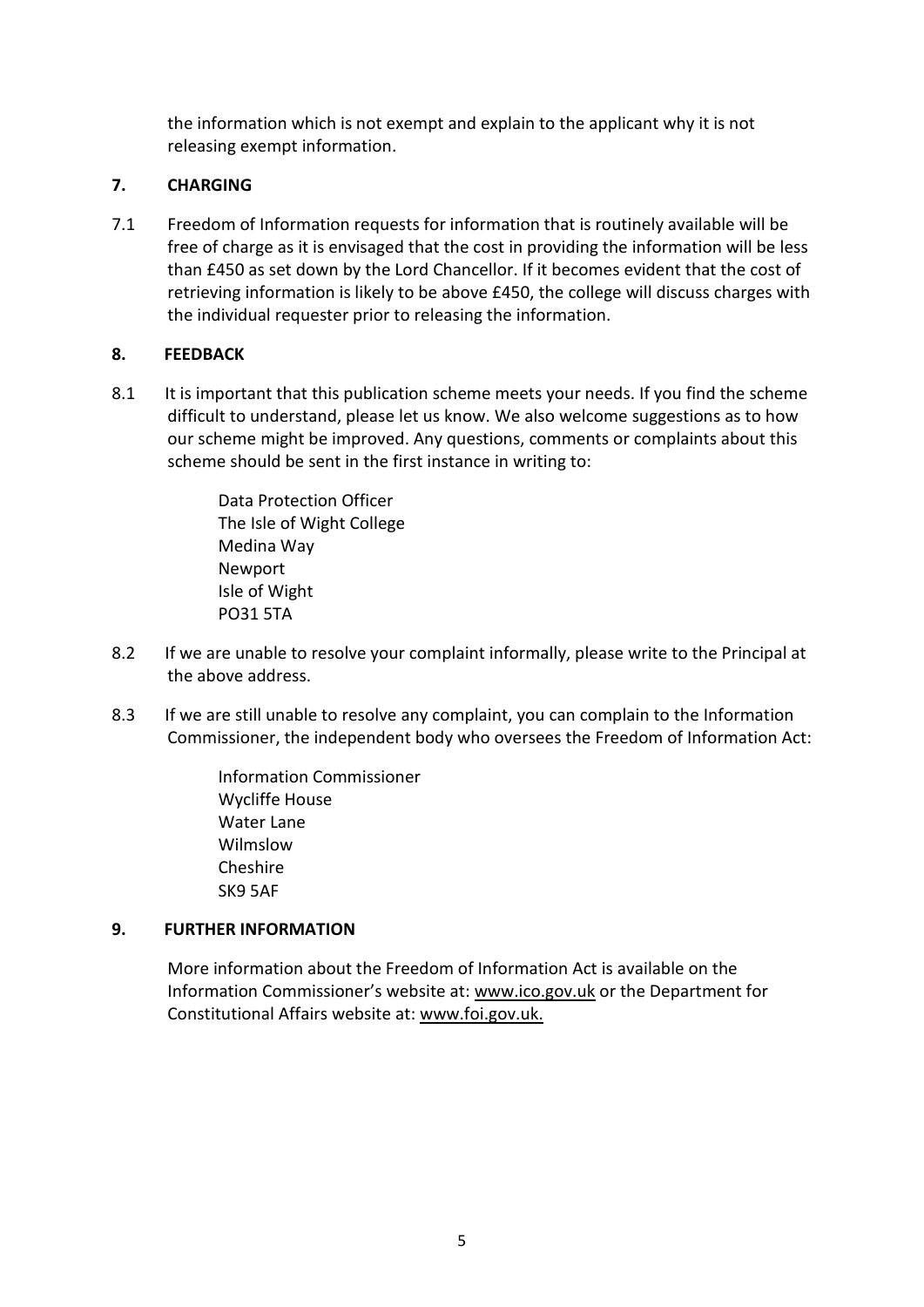the information which is not exempt and explain to the applicant why it is not releasing exempt information.

## 7. CHARGING

7.1 Freedom of Information requests for information that is routinely available will be free of charge as it is envisaged that the cost in providing the information will be less than £450 as set down by the Lord Chancellor. If it becomes evident that the cost of retrieving information is likely to be above £450, the college will discuss charges with the individual requester prior to releasing the information.

## 8. FEEDBACK

8.1 It is important that this publication scheme meets your needs. If you find the scheme difficult to understand, please let us know. We also welcome suggestions as to how our scheme might be improved. Any questions, comments or complaints about this scheme should be sent in the first instance in writing to:

Data Protection Officer
The Isle of Wight College
Medina Way
Newport
Isle of Wight
PO31 5TA

8.2 If we are unable to resolve your complaint informally, please write to the Principal at the above address.

8.3 If we are still unable to resolve any complaint, you can complain to the Information Commissioner, the independent body who oversees the Freedom of Information Act:

Information Commissioner
Wycliffe House
Water Lane
Wilmslow
Cheshire
SK9 5AF

## 9. FURTHER INFORMATION

More information about the Freedom of Information Act is available on the Information Commissioner's website at: www.ico.gov.uk or the Department for Constitutional Affairs website at: www.foi.gov.uk.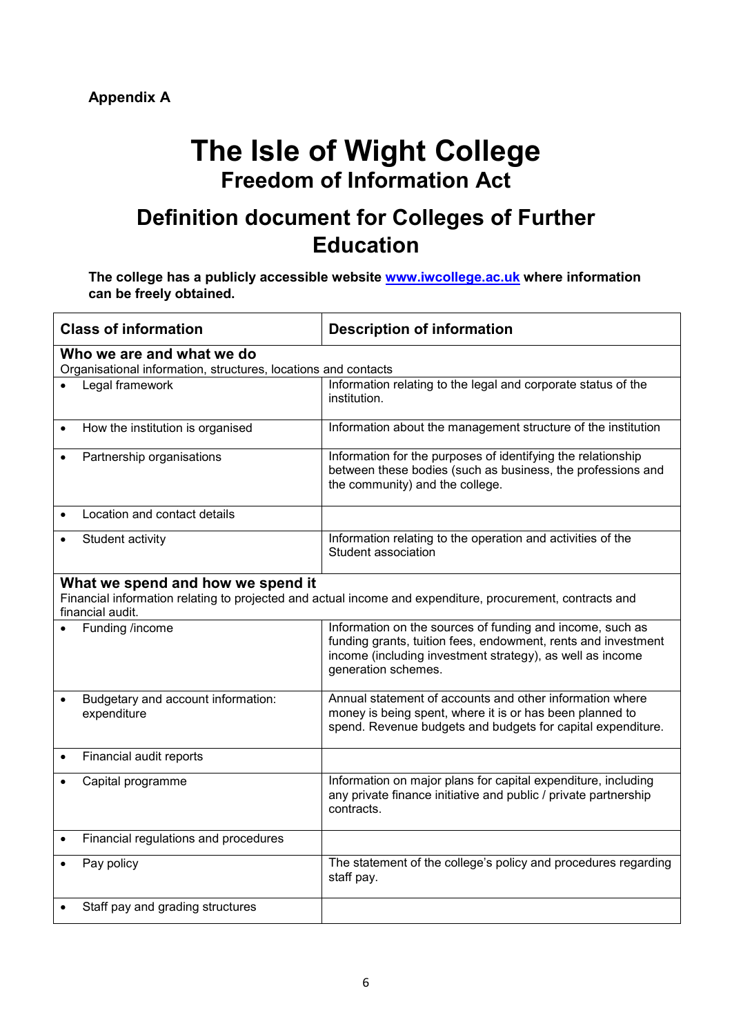**Appendix A**

# The Isle of Wight College

## Freedom of Information Act

## Definition document for Colleges of Further Education

**The college has a publicly accessible website [www.iwcollege.ac.uk](http://www.iwcollege.ac.uk) where information can be freely obtained.**

| Class of information | Description of information |
|---|---|
| **Who we are and what we do**<br>Organisational information, structures, locations and contacts | |
| • Legal framework | Information relating to the legal and corporate status of the institution. |
| • How the institution is organised | Information about the management structure of the institution |
| • Partnership organisations | Information for the purposes of identifying the relationship between these bodies (such as business, the professions and the community) and the college. |
| • Location and contact details | |
| • Student activity | Information relating to the operation and activities of the Student association |
| **What we spend and how we spend it**<br>Financial information relating to projected and actual income and expenditure, procurement, contracts and financial audit. | |
| • Funding /income | Information on the sources of funding and income, such as funding grants, tuition fees, endowment, rents and investment income (including investment strategy), as well as income generation schemes. |
| • Budgetary and account information: expenditure | Annual statement of accounts and other information where money is being spent, where it is or has been planned to spend. Revenue budgets and budgets for capital expenditure. |
| • Financial audit reports | |
| • Capital programme | Information on major plans for capital expenditure, including any private finance initiative and public / private partnership contracts. |
| • Financial regulations and procedures | |
| • Pay policy | The statement of the college's policy and procedures regarding staff pay. |
| • Staff pay and grading structures | |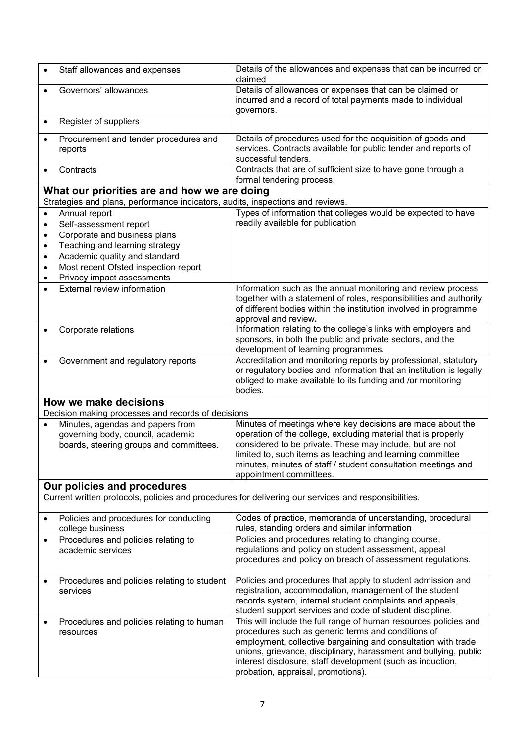| | |
|---|---|
| • Staff allowances and expenses | Details of the allowances and expenses that can be incurred or claimed |
| • Governors' allowances | Details of allowances or expenses that can be claimed or incurred and a record of total payments made to individual governors. |
| • Register of suppliers | |
| • Procurement and tender procedures and reports | Details of procedures used for the acquisition of goods and services. Contracts available for public tender and reports of successful tenders. |
| • Contracts | Contracts that are of sufficient size to have gone through a formal tendering process. |

## What our priorities are and how we are doing

Strategies and plans, performance indicators, audits, inspections and reviews.

| | |
|---|---|
| • Annual report<br>• Self-assessment report<br>• Corporate and business plans<br>• Teaching and learning strategy<br>• Academic quality and standard<br>• Most recent Ofsted inspection report<br>• Privacy impact assessments | Types of information that colleges would be expected to have readily available for publication |
| • External review information | Information such as the annual monitoring and review process together with a statement of roles, responsibilities and authority of different bodies within the institution involved in programme approval and review**.** |
| • Corporate relations | Information relating to the college's links with employers and sponsors, in both the public and private sectors, and the development of learning programmes. |
| • Government and regulatory reports | Accreditation and monitoring reports by professional, statutory or regulatory bodies and information that an institution is legally obliged to make available to its funding and /or monitoring bodies. |

## How we make decisions

Decision making processes and records of decisions

| | |
|---|---|
| • Minutes, agendas and papers from governing body, council, academic boards, steering groups and committees. | Minutes of meetings where key decisions are made about the operation of the college, excluding material that is properly considered to be private. These may include, but are not limited to, such items as teaching and learning committee minutes, minutes of staff / student consultation meetings and appointment committees. |

## Our policies and procedures

Current written protocols, policies and procedures for delivering our services and responsibilities.

| | |
|---|---|
| • Policies and procedures for conducting college business | Codes of practice, memoranda of understanding, procedural rules, standing orders and similar information |
| • Procedures and policies relating to academic services | Policies and procedures relating to changing course, regulations and policy on student assessment, appeal procedures and policy on breach of assessment regulations. |
| • Procedures and policies relating to student services | Policies and procedures that apply to student admission and registration, accommodation, management of the student records system, internal student complaints and appeals, student support services and code of student discipline. |
| • Procedures and policies relating to human resources | This will include the full range of human resources policies and procedures such as generic terms and conditions of employment, collective bargaining and consultation with trade unions, grievance, disciplinary, harassment and bullying, public interest disclosure, staff development (such as induction, probation, appraisal, promotions). |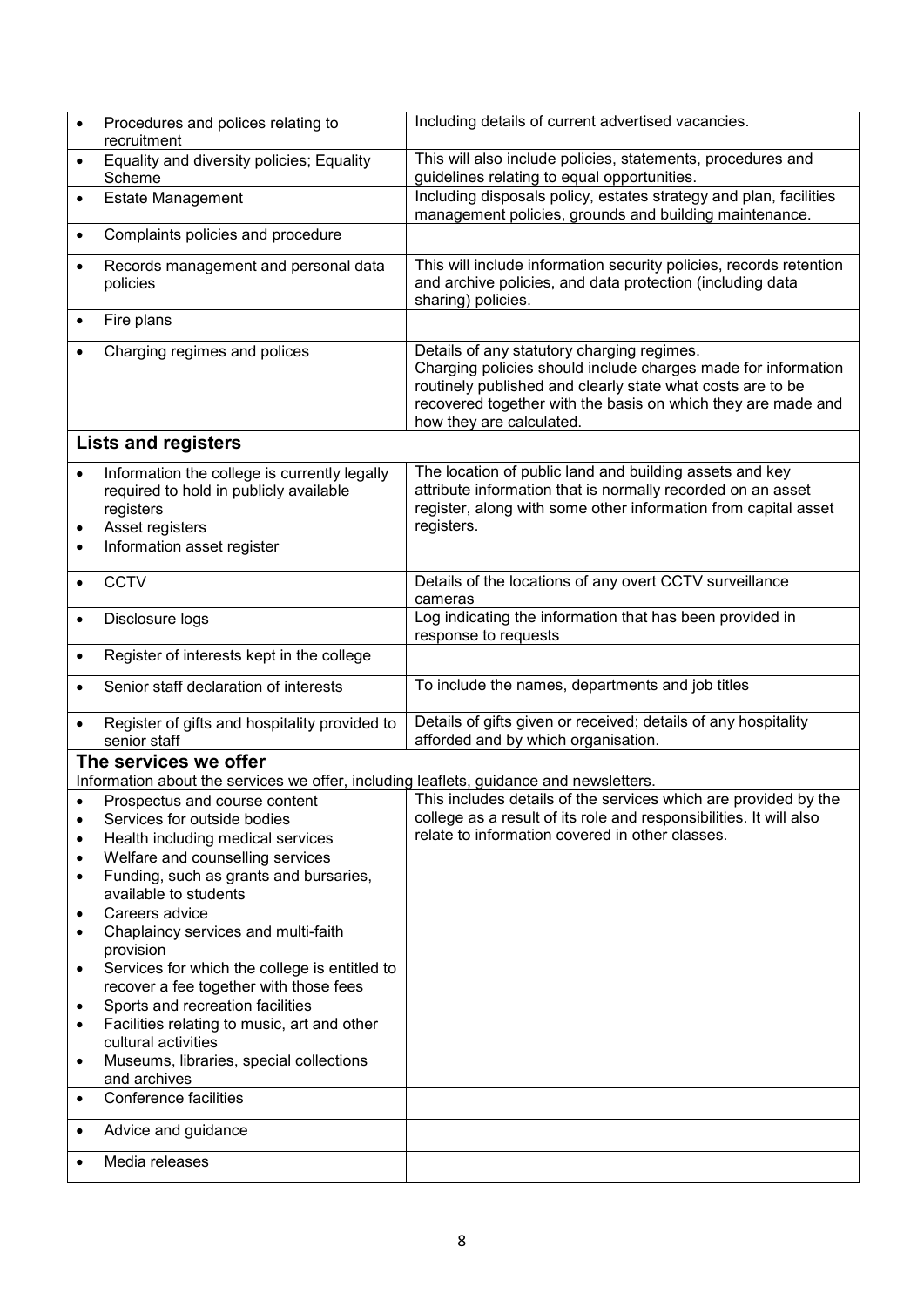| | |
|---|---|
| • Procedures and polices relating to recruitment | Including details of current advertised vacancies. |
| • Equality and diversity policies; Equality Scheme | This will also include policies, statements, procedures and guidelines relating to equal opportunities. |
| • Estate Management | Including disposals policy, estates strategy and plan, facilities management policies, grounds and building maintenance. |
| • Complaints policies and procedure | |
| • Records management and personal data policies | This will include information security policies, records retention and archive policies, and data protection (including data sharing) policies. |
| • Fire plans | |
| • Charging regimes and polices | Details of any statutory charging regimes.<br>Charging policies should include charges made for information routinely published and clearly state what costs are to be recovered together with the basis on which they are made and how they are calculated. |
| **Lists and registers** | |
| • Information the college is currently legally required to hold in publicly available registers<br>• Asset registers<br>• Information asset register | The location of public land and building assets and key attribute information that is normally recorded on an asset register, along with some other information from capital asset registers. |
| • CCTV | Details of the locations of any overt CCTV surveillance cameras |
| • Disclosure logs | Log indicating the information that has been provided in response to requests |
| • Register of interests kept in the college | |
| • Senior staff declaration of interests | To include the names, departments and job titles |
| • Register of gifts and hospitality provided to senior staff | Details of gifts given or received; details of any hospitality afforded and by which organisation. |
| **The services we offer**<br>Information about the services we offer, including leaflets, guidance and newsletters. | |
| • Prospectus and course content<br>• Services for outside bodies<br>• Health including medical services<br>• Welfare and counselling services<br>• Funding, such as grants and bursaries, available to students<br>• Careers advice<br>• Chaplaincy services and multi-faith provision<br>• Services for which the college is entitled to recover a fee together with those fees<br>• Sports and recreation facilities<br>• Facilities relating to music, art and other cultural activities<br>• Museums, libraries, special collections and archives | This includes details of the services which are provided by the college as a result of its role and responsibilities. It will also relate to information covered in other classes. |
| • Conference facilities | |
| • Advice and guidance | |
| • Media releases | |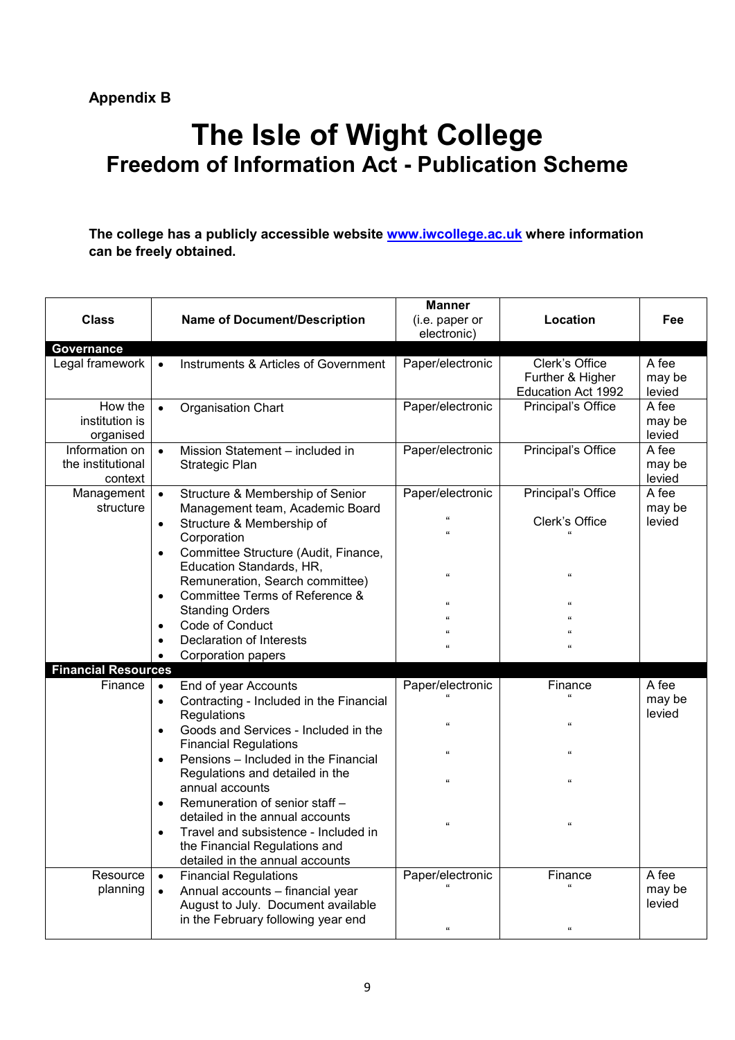**Appendix B**

# The Isle of Wight College

## Freedom of Information Act - Publication Scheme

**The college has a publicly accessible website [www.iwcollege.ac.uk](http://www.iwcollege.ac.uk) where information can be freely obtained.**

| Class | Name of Document/Description | Manner (i.e. paper or electronic) | Location | Fee |
|---|---|---|---|---|
| **Governance** | | | | |
| Legal framework | • Instruments & Articles of Government | Paper/electronic | Clerk's Office Further & Higher Education Act 1992 | A fee may be levied |
| How the institution is organised | • Organisation Chart | Paper/electronic | Principal's Office | A fee may be levied |
| Information on the institutional context | • Mission Statement – included in Strategic Plan | Paper/electronic | Principal's Office | A fee may be levied |
| Management structure | • Structure & Membership of Senior Management team, Academic Board<br>• Structure & Membership of Corporation<br>• Committee Structure (Audit, Finance, Education Standards, HR, Remuneration, Search committee)<br>• Committee Terms of Reference & Standing Orders<br>• Code of Conduct<br>• Declaration of Interests<br>• Corporation papers | Paper/electronic<br>"<br>"<br>"<br>"<br>"<br>"<br>" | Principal's Office<br>Clerk's Office<br>"<br>"<br>"<br>"<br>"<br>" | A fee may be levied |
| **Financial Resources** | | | | |
| Finance | • End of year Accounts<br>• Contracting - Included in the Financial Regulations<br>• Goods and Services - Included in the Financial Regulations<br>• Pensions – Included in the Financial Regulations and detailed in the annual accounts<br>• Remuneration of senior staff – detailed in the annual accounts<br>• Travel and subsistence - Included in the Financial Regulations and detailed in the annual accounts | Paper/electronic<br>"<br>"<br>"<br>"<br>" | Finance<br>"<br>"<br>"<br>"<br>" | A fee may be levied |
| Resource planning | • Financial Regulations<br>• Annual accounts – financial year August to July. Document available in the February following year end | Paper/electronic<br>"<br>" | Finance<br>"<br>" | A fee may be levied |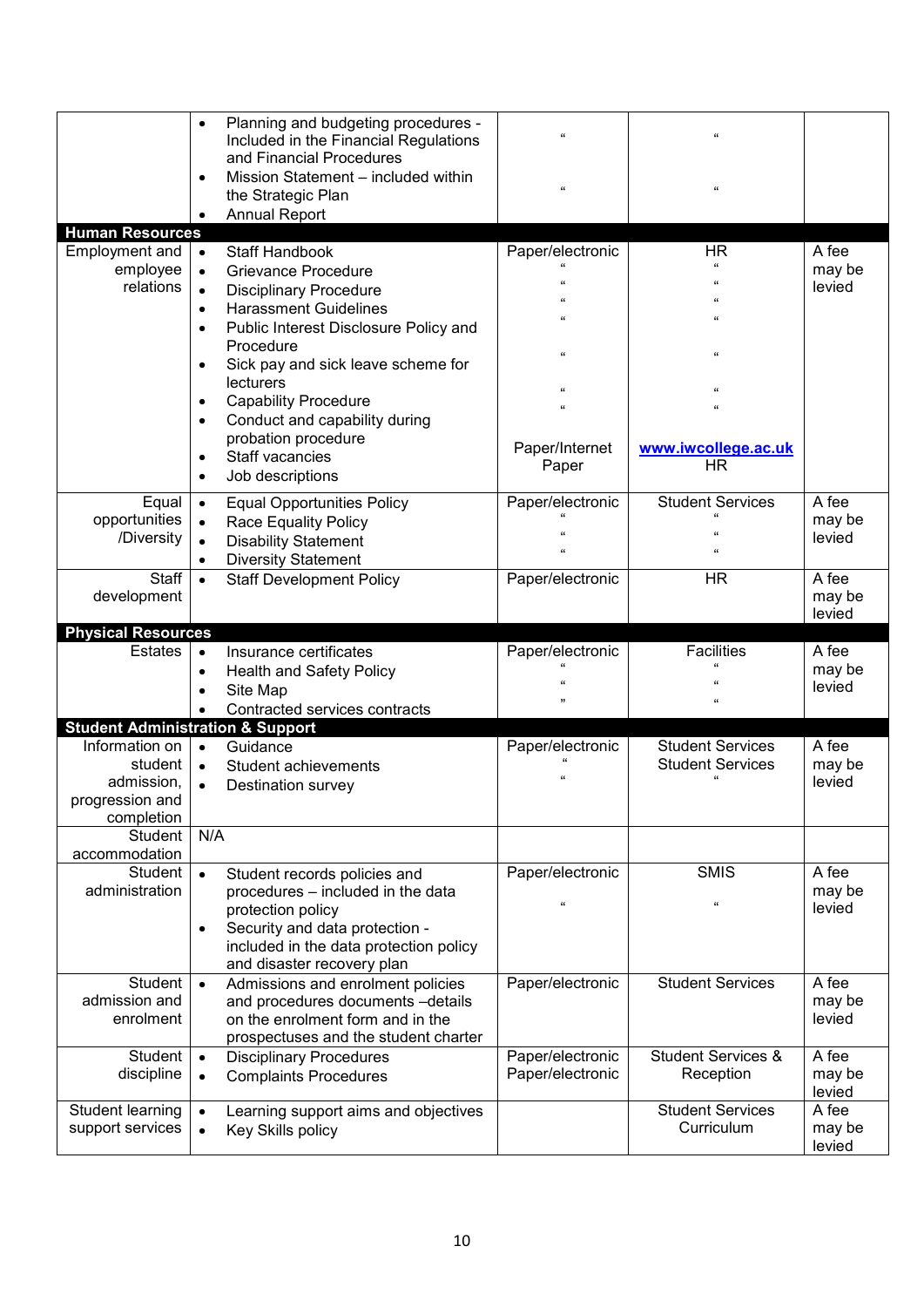| | | | | |
|---|---|---|---|---|
| | • Planning and budgeting procedures - Included in the Financial Regulations and Financial Procedures<br>• Mission Statement – included within the Strategic Plan<br>• Annual Report | "<br>" | "<br>" | |
| **Human Resources** | | | | |
| Employment and employee relations | • Staff Handbook<br>• Grievance Procedure<br>• Disciplinary Procedure<br>• Harassment Guidelines<br>• Public Interest Disclosure Policy and Procedure<br>• Sick pay and sick leave scheme for lecturers<br>• Capability Procedure<br>• Conduct and capability during probation procedure<br>• Staff vacancies<br>• Job descriptions | Paper/electronic<br>"<br>"<br>"<br>"<br>"<br>"<br>"<br>Paper/Internet<br>Paper | HR<br>"<br>"<br>"<br>"<br>"<br>"<br>"<br>www.iwcollege.ac.uk<br>HR | A fee may be levied |
| Equal opportunities /Diversity | • Equal Opportunities Policy<br>• Race Equality Policy<br>• Disability Statement<br>• Diversity Statement | Paper/electronic<br>"<br>"<br>" | Student Services<br>"<br>"<br>" | A fee may be levied |
| Staff development | • Staff Development Policy | Paper/electronic | HR | A fee may be levied |
| **Physical Resources** | | | | |
| Estates | • Insurance certificates<br>• Health and Safety Policy<br>• Site Map<br>• Contracted services contracts | Paper/electronic<br>"<br>"<br>" | Facilities<br>"<br>"<br>" | A fee may be levied |
| **Student Administration & Support** | | | | |
| Information on student admission, progression and completion | • Guidance<br>• Student achievements<br>• Destination survey | Paper/electronic<br>"<br>" | Student Services<br>Student Services<br>" | A fee may be levied |
| Student accommodation | N/A | | | |
| Student administration | • Student records policies and procedures – included in the data protection policy<br>• Security and data protection - included in the data protection policy and disaster recovery plan | Paper/electronic<br>" | SMIS<br>" | A fee may be levied |
| Student admission and enrolment | • Admissions and enrolment policies and procedures documents –details on the enrolment form and in the prospectuses and the student charter | Paper/electronic | Student Services | A fee may be levied |
| Student discipline | • Disciplinary Procedures<br>• Complaints Procedures | Paper/electronic<br>Paper/electronic | Student Services & Reception | A fee may be levied |
| Student learning support services | • Learning support aims and objectives<br>• Key Skills policy | | Student Services<br>Curriculum | A fee may be levied |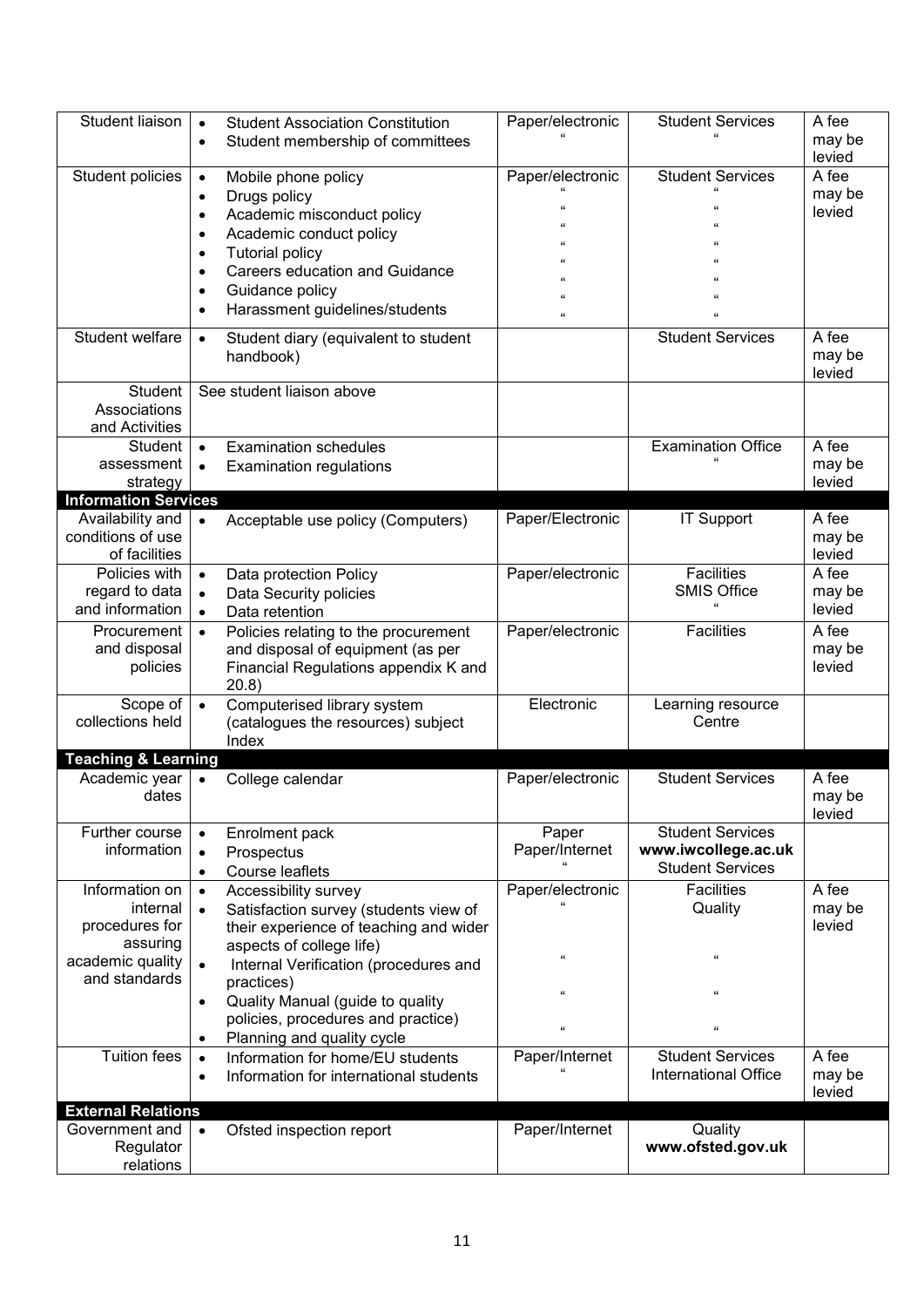| | | | | |
|---|---|---|---|---|
| Student liaison | • Student Association Constitution<br>• Student membership of committees | Paper/electronic<br>" | Student Services<br>" | A fee may be levied |
| Student policies | • Mobile phone policy<br>• Drugs policy<br>• Academic misconduct policy<br>• Academic conduct policy<br>• Tutorial policy<br>• Careers education and Guidance<br>• Guidance policy<br>• Harassment guidelines/students | Paper/electronic<br>"<br>"<br>"<br>"<br>"<br>"<br>" | Student Services<br>"<br>"<br>"<br>"<br>"<br>"<br>" | A fee may be levied |
| Student welfare | • Student diary (equivalent to student handbook) | | Student Services | A fee may be levied |
| Student Associations and Activities | See student liaison above | | | |
| Student assessment strategy | • Examination schedules<br>• Examination regulations | | Examination Office<br>" | A fee may be levied |
| **Information Services** | | | | |
| Availability and conditions of use of facilities | • Acceptable use policy (Computers) | Paper/Electronic | IT Support | A fee may be levied |
| Policies with regard to data and information | • Data protection Policy<br>• Data Security policies<br>• Data retention | Paper/electronic | Facilities<br>SMIS Office<br>" | A fee may be levied |
| Procurement and disposal policies | • Policies relating to the procurement and disposal of equipment (as per Financial Regulations appendix K and 20.8) | Paper/electronic | Facilities | A fee may be levied |
| Scope of collections held | • Computerised library system (catalogues the resources) subject Index | Electronic | Learning resource Centre | |
| **Teaching & Learning** | | | | |
| Academic year dates | • College calendar | Paper/electronic | Student Services | A fee may be levied |
| Further course information | • Enrolment pack<br>• Prospectus<br>• Course leaflets | Paper<br>Paper/Internet<br>" | Student Services<br>www.iwcollege.ac.uk<br>Student Services | |
| Information on internal procedures for assuring academic quality and standards | • Accessibility survey<br>• Satisfaction survey (students view of their experience of teaching and wider aspects of college life)<br>• Internal Verification (procedures and practices)<br>• Quality Manual (guide to quality policies, procedures and practice)<br>• Planning and quality cycle | Paper/electronic<br>"<br>"<br>"<br>" | Facilities<br>Quality<br>"<br>"<br>" | A fee may be levied |
| Tuition fees | • Information for home/EU students<br>• Information for international students | Paper/Internet<br>" | Student Services<br>International Office | A fee may be levied |
| **External Relations** | | | | |
| Government and Regulator relations | • Ofsted inspection report | Paper/Internet | Quality<br>**www.ofsted.gov.uk** | |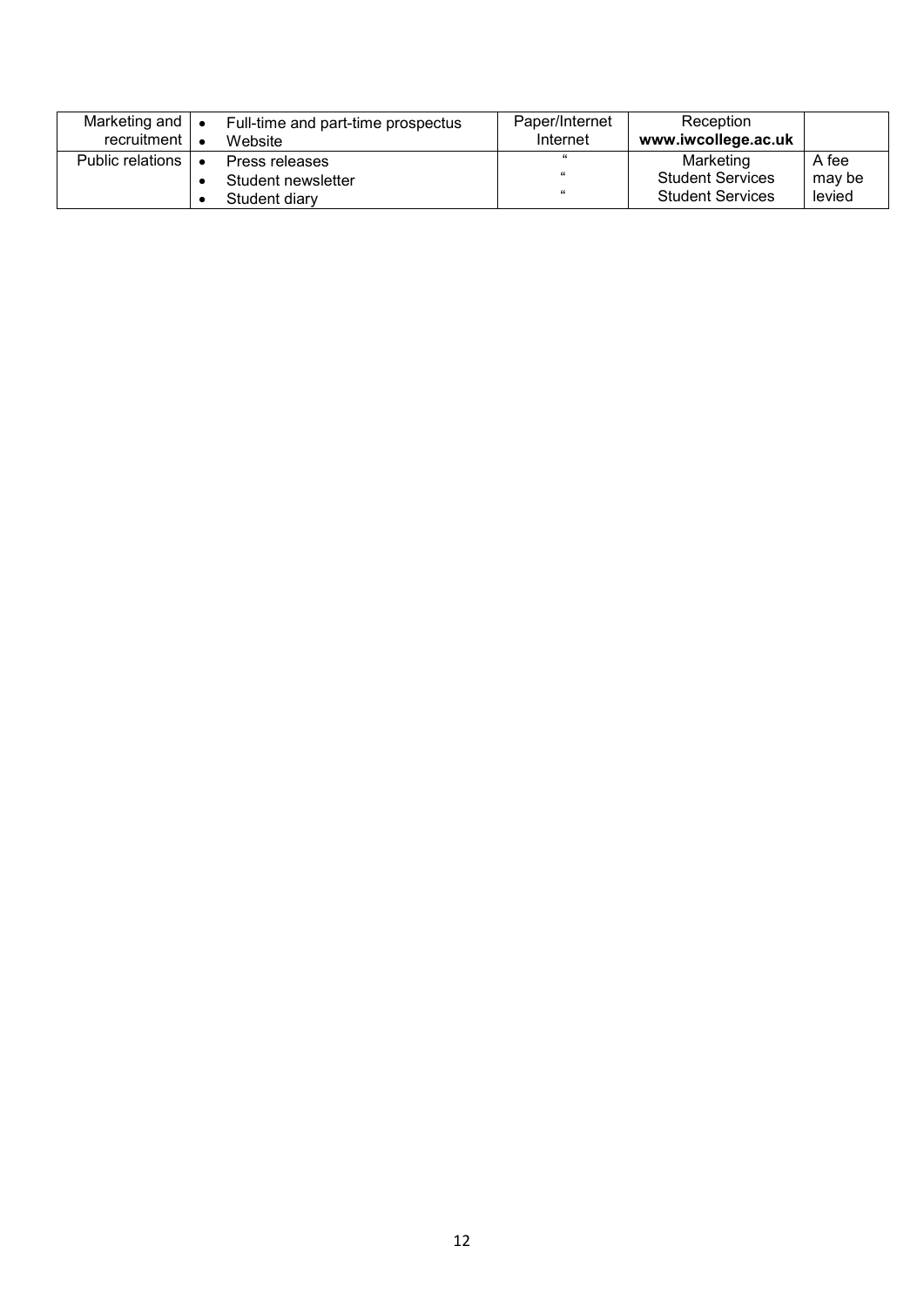| Marketing and recruitment | • Full-time and part-time prospectus<br>• Website | Paper/Internet<br>Internet | Reception<br>**www.iwcollege.ac.uk** | |
|---|---|---|---|---|
| Public relations | • Press releases<br>• Student newsletter<br>• Student diary | "<br>"<br>" | Marketing<br>Student Services<br>Student Services | A fee may be levied |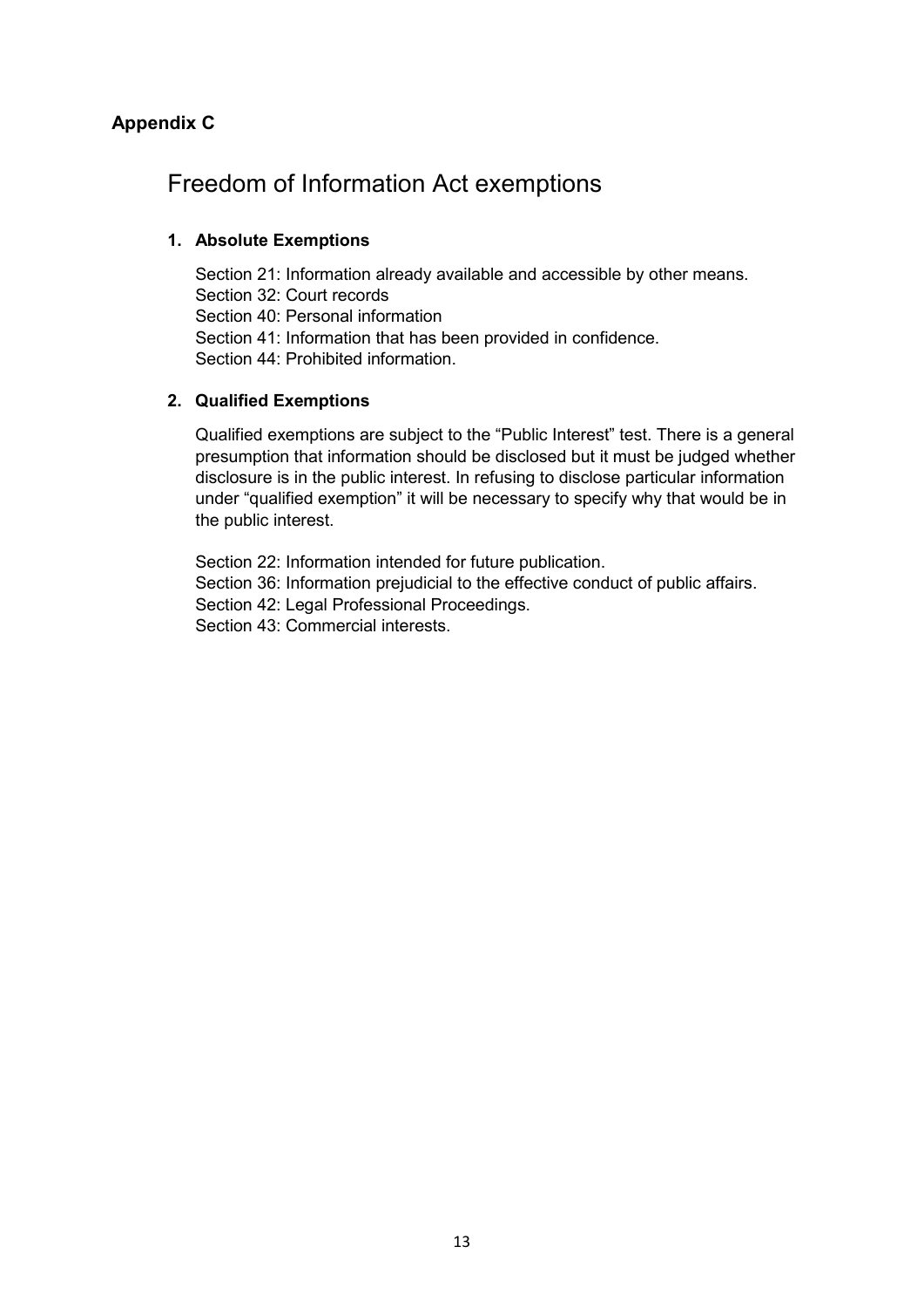**Appendix C**

# Freedom of Information Act exemptions

## 1. Absolute Exemptions

Section 21: Information already available and accessible by other means.
Section 32: Court records
Section 40: Personal information
Section 41: Information that has been provided in confidence.
Section 44: Prohibited information.

## 2. Qualified Exemptions

Qualified exemptions are subject to the "Public Interest" test. There is a general presumption that information should be disclosed but it must be judged whether disclosure is in the public interest. In refusing to disclose particular information under "qualified exemption" it will be necessary to specify why that would be in the public interest.

Section 22: Information intended for future publication.
Section 36: Information prejudicial to the effective conduct of public affairs.
Section 42: Legal Professional Proceedings.
Section 43: Commercial interests.